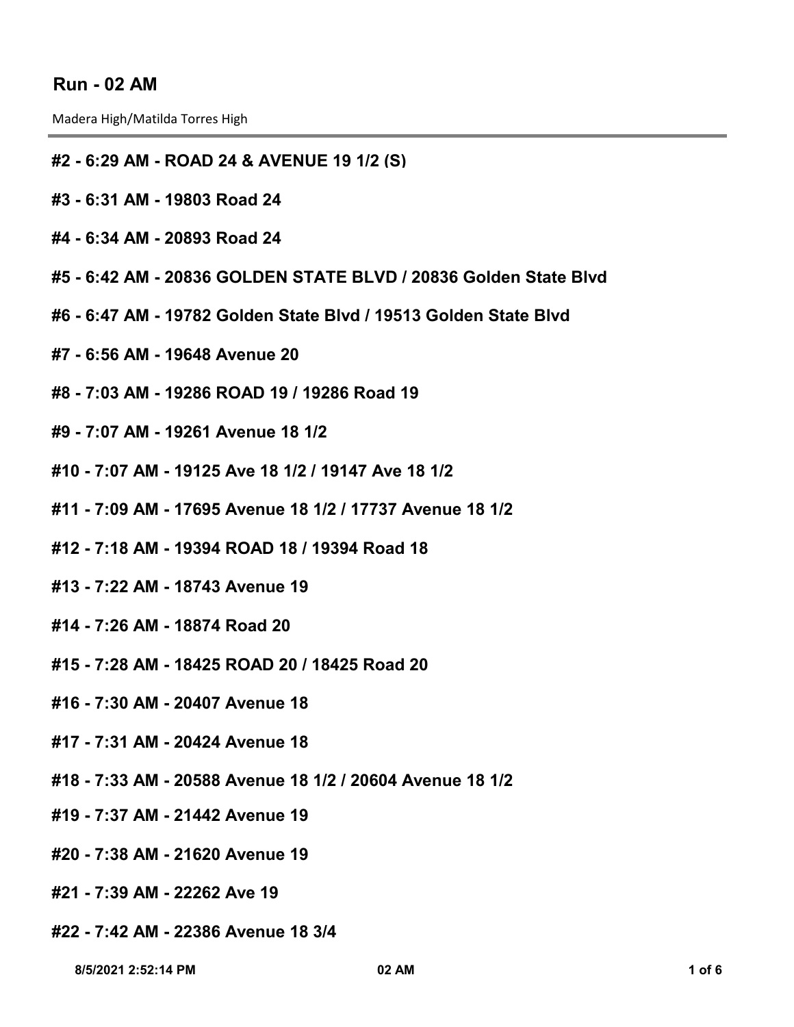## Run - 02 AM

Madera High/Matilda Torres High

**#2 - 6:29 AM - ROAD 24 & AVENUE 19 1/2 (S)**

**#3 - 6:31 AM - 19803 Road 24**

**#4 - 6:34 AM - 20893 Road 24**

**#5 - 6:42 AM - 20836 GOLDEN STATE BLVD / 20836 Golden State Blvd**

**#6 - 6:47 AM - 19782 Golden State Blvd / 19513 Golden State Blvd**

**#7 - 6:56 AM - 19648 Avenue 20**

**#8 - 7:03 AM - 19286 ROAD 19 / 19286 Road 19**

**#9 - 7:07 AM - 19261 Avenue 18 1/2**

**#10 - 7:07 AM - 19125 Ave 18 1/2 / 19147 Ave 18 1/2**

**#11 - 7:09 AM - 17695 Avenue 18 1/2 / 17737 Avenue 18 1/2**

**#12 - 7:18 AM - 19394 ROAD 18 / 19394 Road 18**

**#13 - 7:22 AM - 18743 Avenue 19**

**#14 - 7:26 AM - 18874 Road 20**

**#15 - 7:28 AM - 18425 ROAD 20 / 18425 Road 20**

**#16 - 7:30 AM - 20407 Avenue 18**

**#17 - 7:31 AM - 20424 Avenue 18**

**#18 - 7:33 AM - 20588 Avenue 18 1/2 / 20604 Avenue 18 1/2**

**#19 - 7:37 AM - 21442 Avenue 19**

**#20 - 7:38 AM - 21620 Avenue 19**

**#21 - 7:39 AM - 22262 Ave 19**

**#22 - 7:42 AM - 22386 Avenue 18 3/4**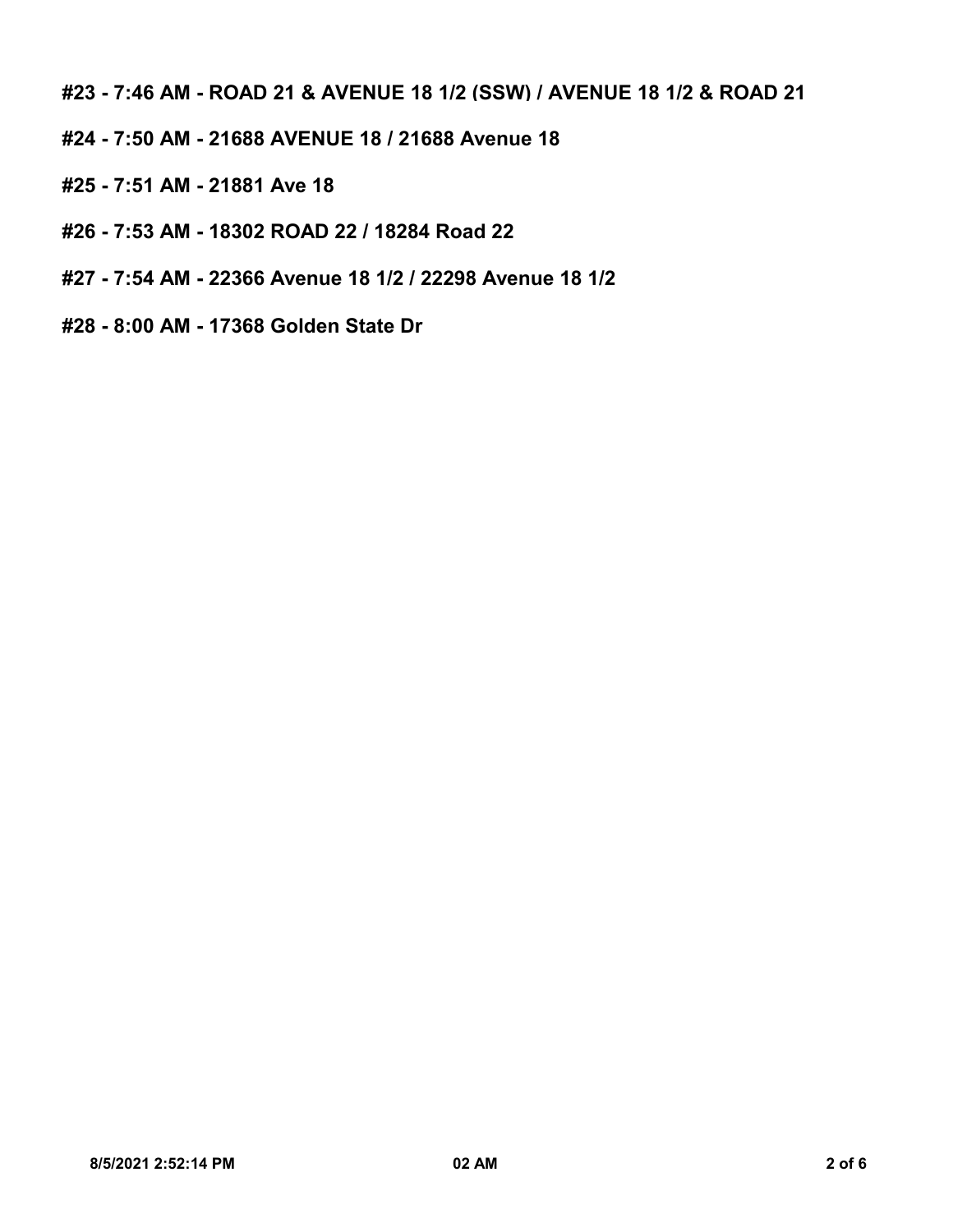**#23 - 7:46 AM - ROAD 21 & AVENUE 18 1/2 (SSW) / AVENUE 18 1/2 & ROAD 21**

**#24 - 7:50 AM - 21688 AVENUE 18 / 21688 Avenue 18**

**#25 - 7:51 AM - 21881 Ave 18**

**#26 - 7:53 AM - 18302 ROAD 22 / 18284 Road 22**

**#27 - 7:54 AM - 22366 Avenue 18 1/2 / 22298 Avenue 18 1/2**

**#28 - 8:00 AM - 17368 Golden State Dr**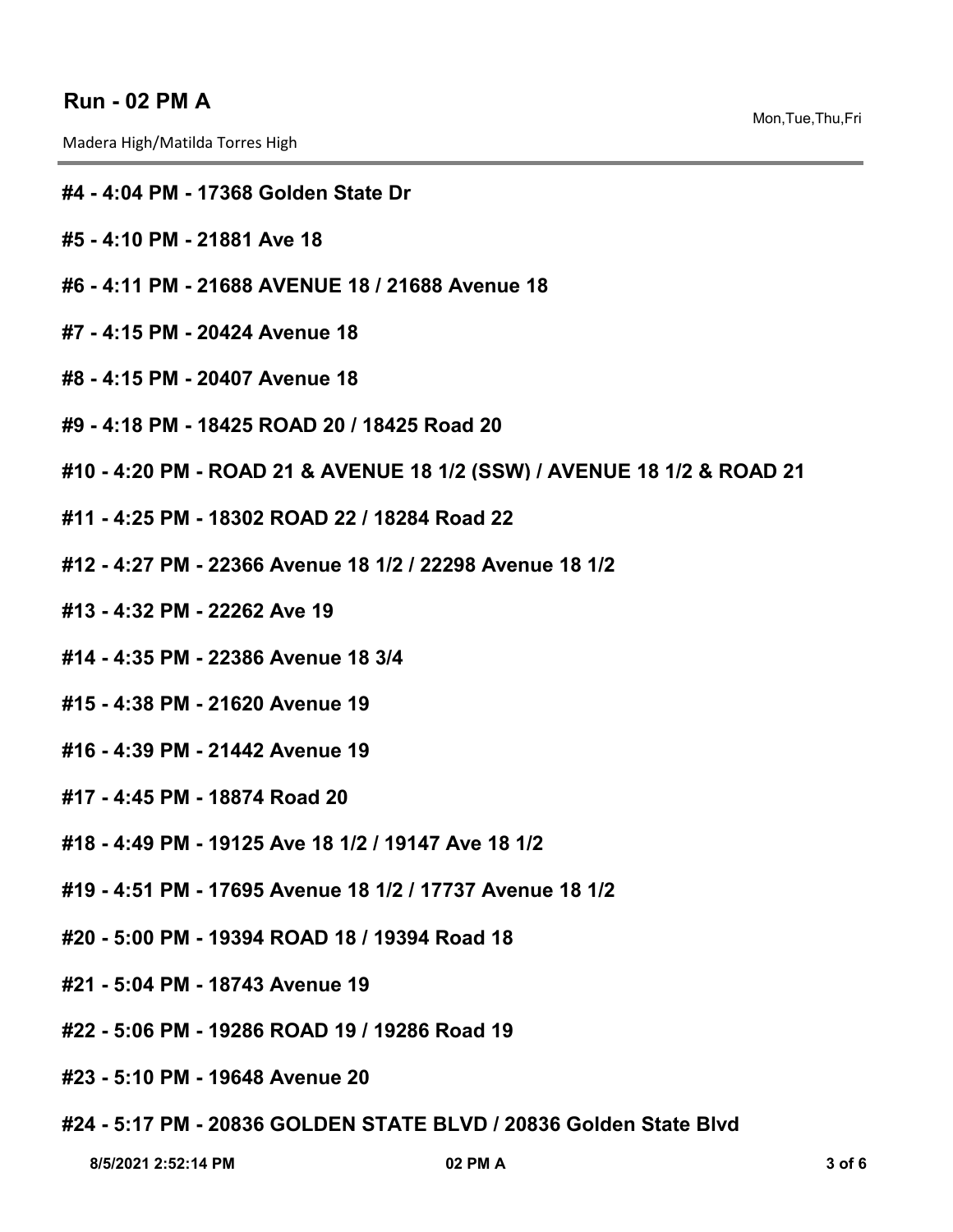## Run - 02 PM A

Mon,Tue,Thu,Fri

Madera High/Matilda Torres High

**#4 - 4:04 PM - 17368 Golden State Dr**

**#5 - 4:10 PM - 21881 Ave 18**

**#6 - 4:11 PM - 21688 AVENUE 18 / 21688 Avenue 18**

**#7 - 4:15 PM - 20424 Avenue 18**

**#8 - 4:15 PM - 20407 Avenue 18**

**#9 - 4:18 PM - 18425 ROAD 20 / 18425 Road 20**

**#10 - 4:20 PM - ROAD 21 & AVENUE 18 1/2 (SSW) / AVENUE 18 1/2 & ROAD 21**

**#11 - 4:25 PM - 18302 ROAD 22 / 18284 Road 22**

**#12 - 4:27 PM - 22366 Avenue 18 1/2 / 22298 Avenue 18 1/2**

**#13 - 4:32 PM - 22262 Ave 19**

**#14 - 4:35 PM - 22386 Avenue 18 3/4**

**#15 - 4:38 PM - 21620 Avenue 19**

**#16 - 4:39 PM - 21442 Avenue 19**

**#17 - 4:45 PM - 18874 Road 20**

**#18 - 4:49 PM - 19125 Ave 18 1/2 / 19147 Ave 18 1/2**

**#19 - 4:51 PM - 17695 Avenue 18 1/2 / 17737 Avenue 18 1/2**

**#20 - 5:00 PM - 19394 ROAD 18 / 19394 Road 18**

**#21 - 5:04 PM - 18743 Avenue 19**

**#22 - 5:06 PM - 19286 ROAD 19 / 19286 Road 19**

**#23 - 5:10 PM - 19648 Avenue 20**

**#24 - 5:17 PM - 20836 GOLDEN STATE BLVD / 20836 Golden State Blvd**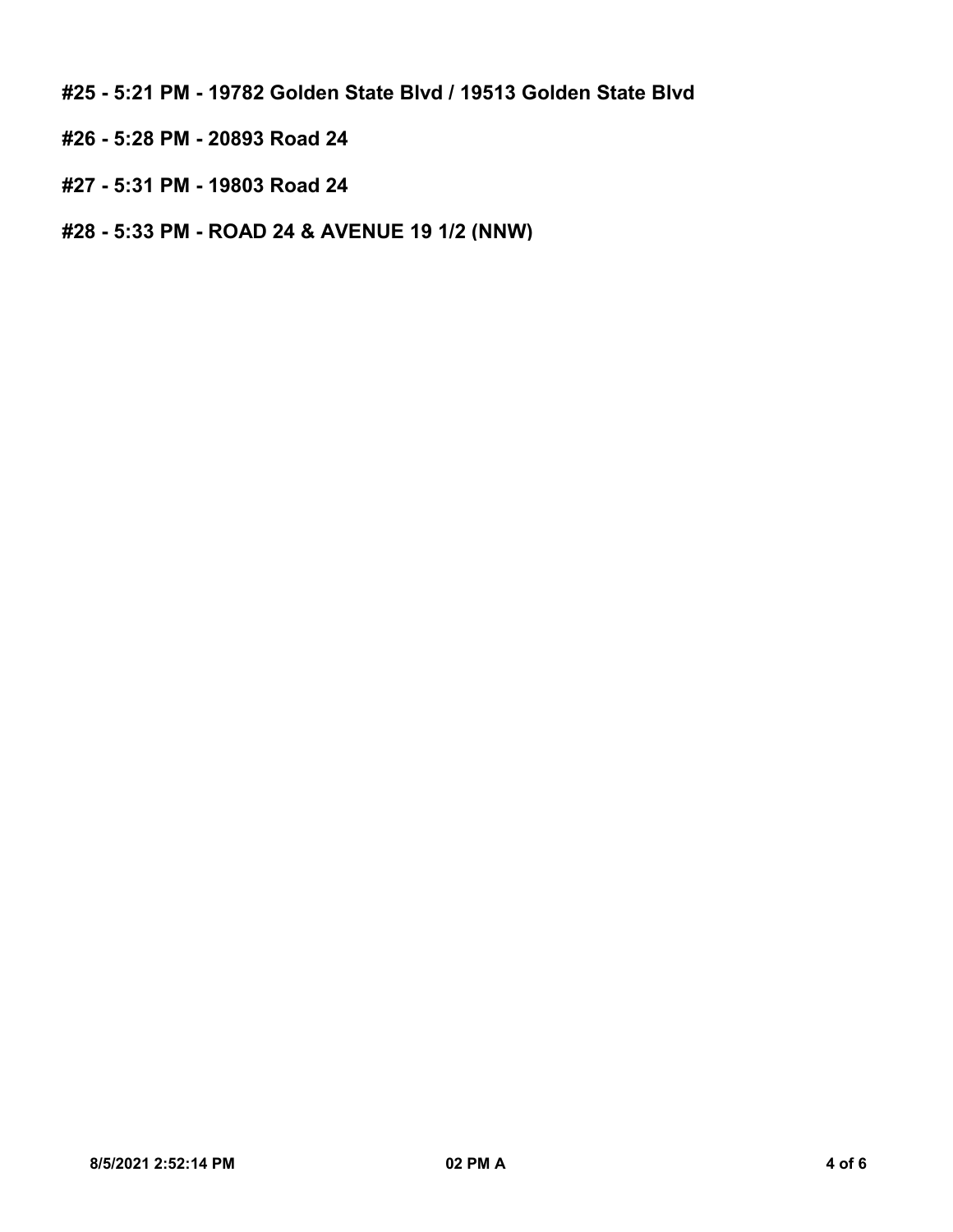**#25 - 5:21 PM - 19782 Golden State Blvd / 19513 Golden State Blvd**

**#26 - 5:28 PM - 20893 Road 24**

**#27 - 5:31 PM - 19803 Road 24**

**#28 - 5:33 PM - ROAD 24 & AVENUE 19 1/2 (NNW)**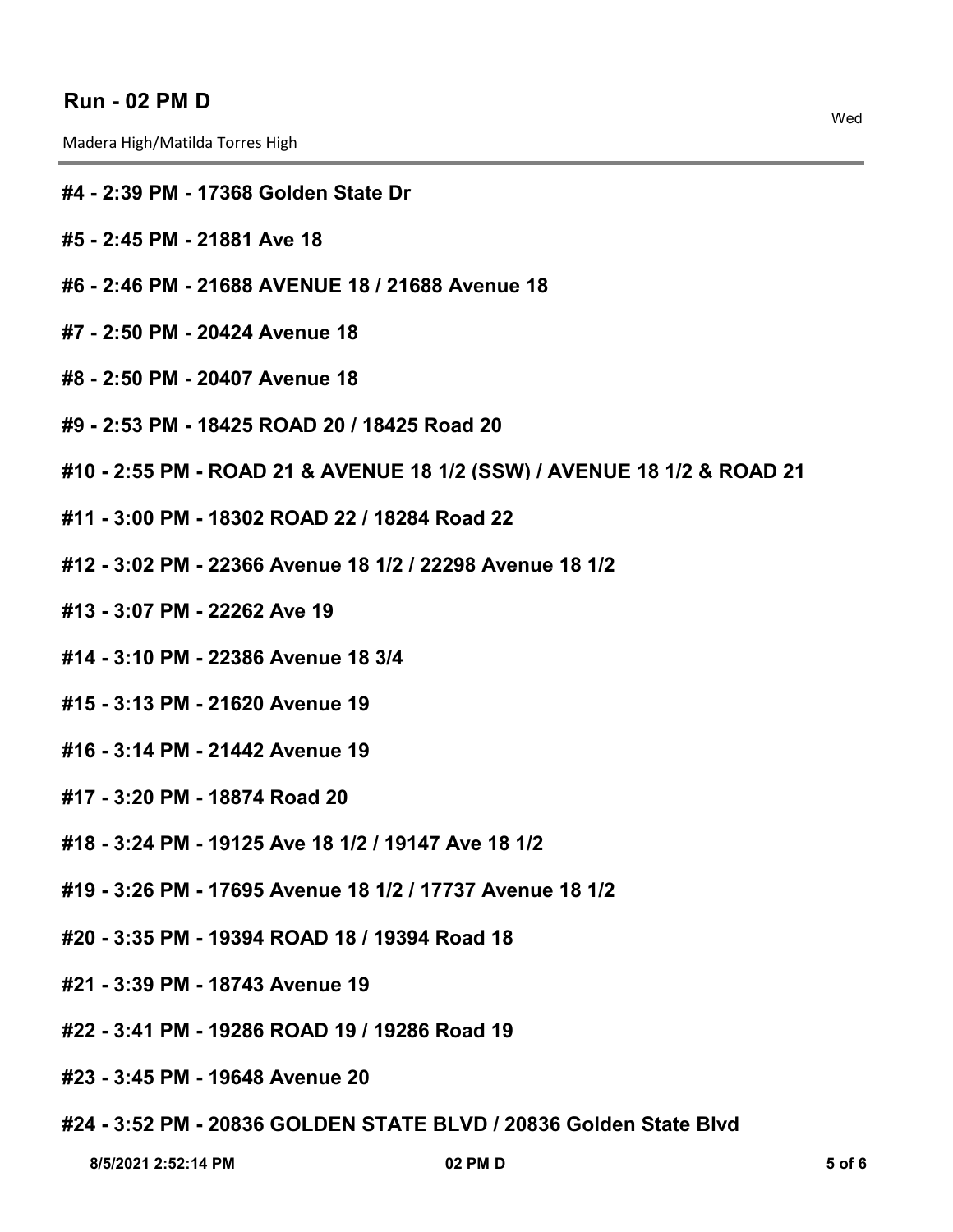## Run - 02 PM D

Wed

Madera High/Matilda Torres High

**#4 - 2:39 PM - 17368 Golden State Dr**

**#5 - 2:45 PM - 21881 Ave 18**

**#6 - 2:46 PM - 21688 AVENUE 18 / 21688 Avenue 18**

**#7 - 2:50 PM - 20424 Avenue 18**

**#8 - 2:50 PM - 20407 Avenue 18**

**#9 - 2:53 PM - 18425 ROAD 20 / 18425 Road 20**

**#10 - 2:55 PM - ROAD 21 & AVENUE 18 1/2 (SSW) / AVENUE 18 1/2 & ROAD 21**

**#11 - 3:00 PM - 18302 ROAD 22 / 18284 Road 22**

**#12 - 3:02 PM - 22366 Avenue 18 1/2 / 22298 Avenue 18 1/2**

**#13 - 3:07 PM - 22262 Ave 19**

**#14 - 3:10 PM - 22386 Avenue 18 3/4**

**#15 - 3:13 PM - 21620 Avenue 19**

**#16 - 3:14 PM - 21442 Avenue 19**

**#17 - 3:20 PM - 18874 Road 20**

**#18 - 3:24 PM - 19125 Ave 18 1/2 / 19147 Ave 18 1/2**

**#19 - 3:26 PM - 17695 Avenue 18 1/2 / 17737 Avenue 18 1/2**

**#20 - 3:35 PM - 19394 ROAD 18 / 19394 Road 18**

**#21 - 3:39 PM - 18743 Avenue 19**

**#22 - 3:41 PM - 19286 ROAD 19 / 19286 Road 19**

**#23 - 3:45 PM - 19648 Avenue 20**

**#24 - 3:52 PM - 20836 GOLDEN STATE BLVD / 20836 Golden State Blvd**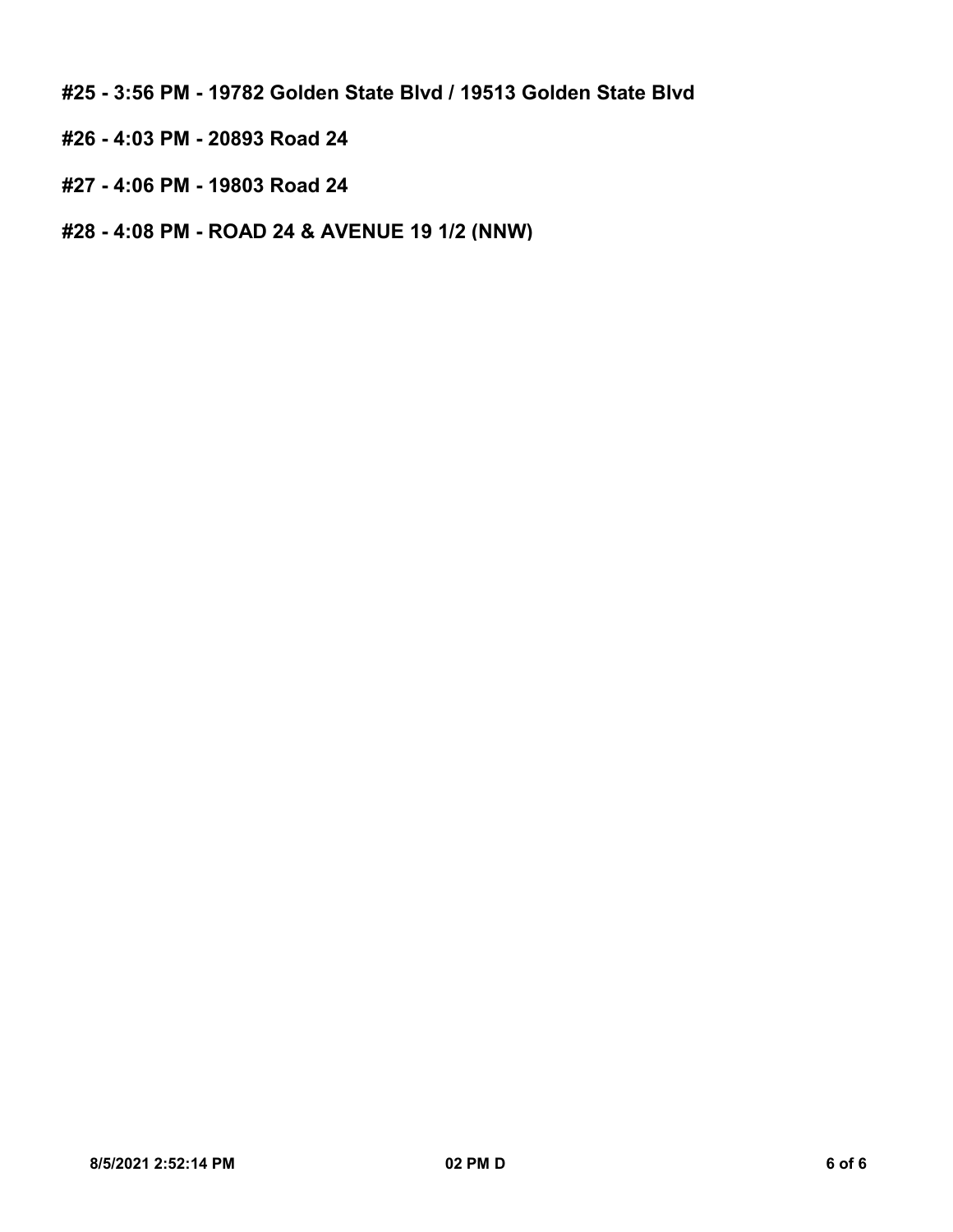**#25 - 3:56 PM - 19782 Golden State Blvd / 19513 Golden State Blvd**

**#26 - 4:03 PM - 20893 Road 24**

**#27 - 4:06 PM - 19803 Road 24**

**#28 - 4:08 PM - ROAD 24 & AVENUE 19 1/2 (NNW)**